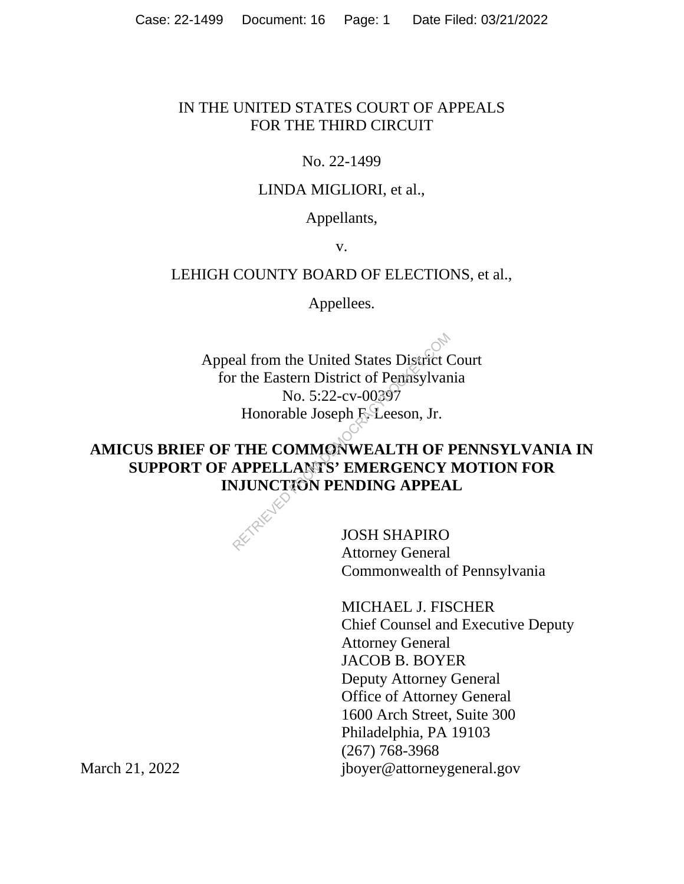IN THE UNITED STATES COURT OF APPEALS
FOR THE THIRD CIRCUIT

No. 22-1499

LINDA MIGLIORI, et al.,

Appellants,

v.

LEHIGH COUNTY BOARD OF ELECTIONS, et al.,

Appellees.

Appeal from the United States District Court
for the Eastern District of Pennsylvania
No. 5:22-cv-00397
Honorable Joseph F. Leeson, Jr.

**AMICUS BRIEF OF THE COMMONWEALTH OF PENNSYLVANIA IN SUPPORT OF APPELLANTS' EMERGENCY MOTION FOR INJUNCTION PENDING APPEAL**

JOSH SHAPIRO
Attorney General
Commonwealth of Pennsylvania

MICHAEL J. FISCHER
Chief Counsel and Executive Deputy Attorney General
JACOB B. BOYER
Deputy Attorney General
Office of Attorney General
1600 Arch Street, Suite 300
Philadelphia, PA 19103
(267) 768-3968
jboyer@attorneygeneral.gov

March 21, 2022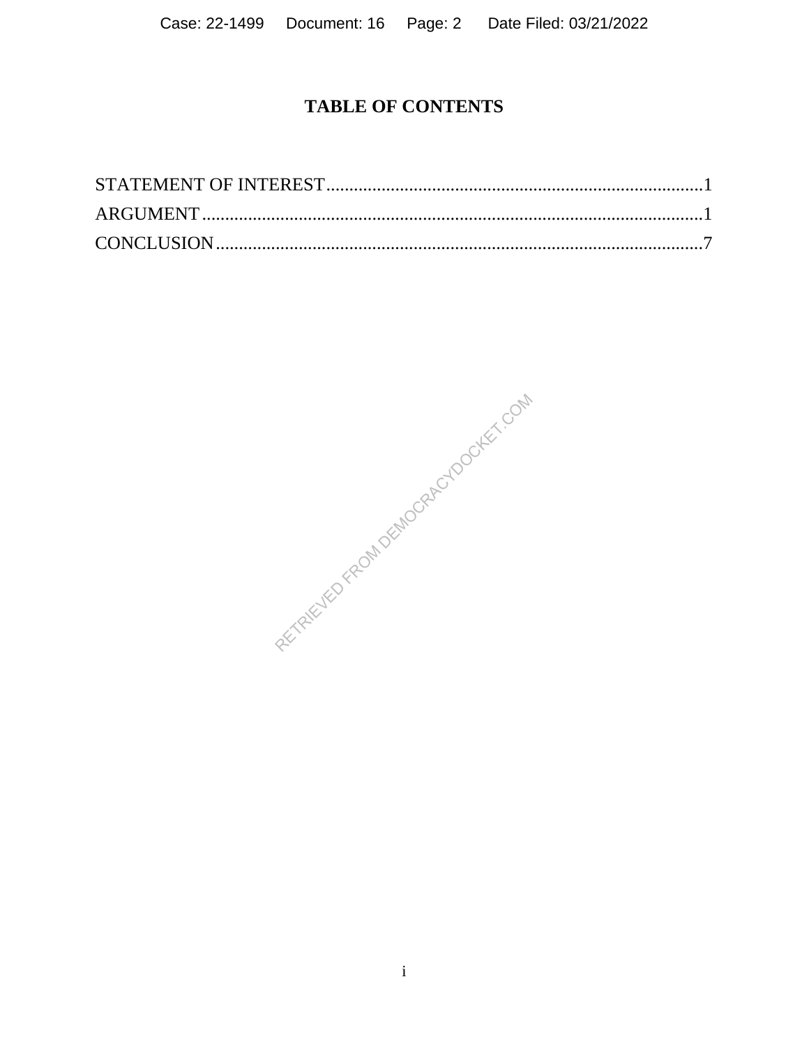# TABLE OF CONTENTS

STATEMENT OF INTEREST.................................................................................1

ARGUMENT...........................................................................................................1

CONCLUSION........................................................................................................7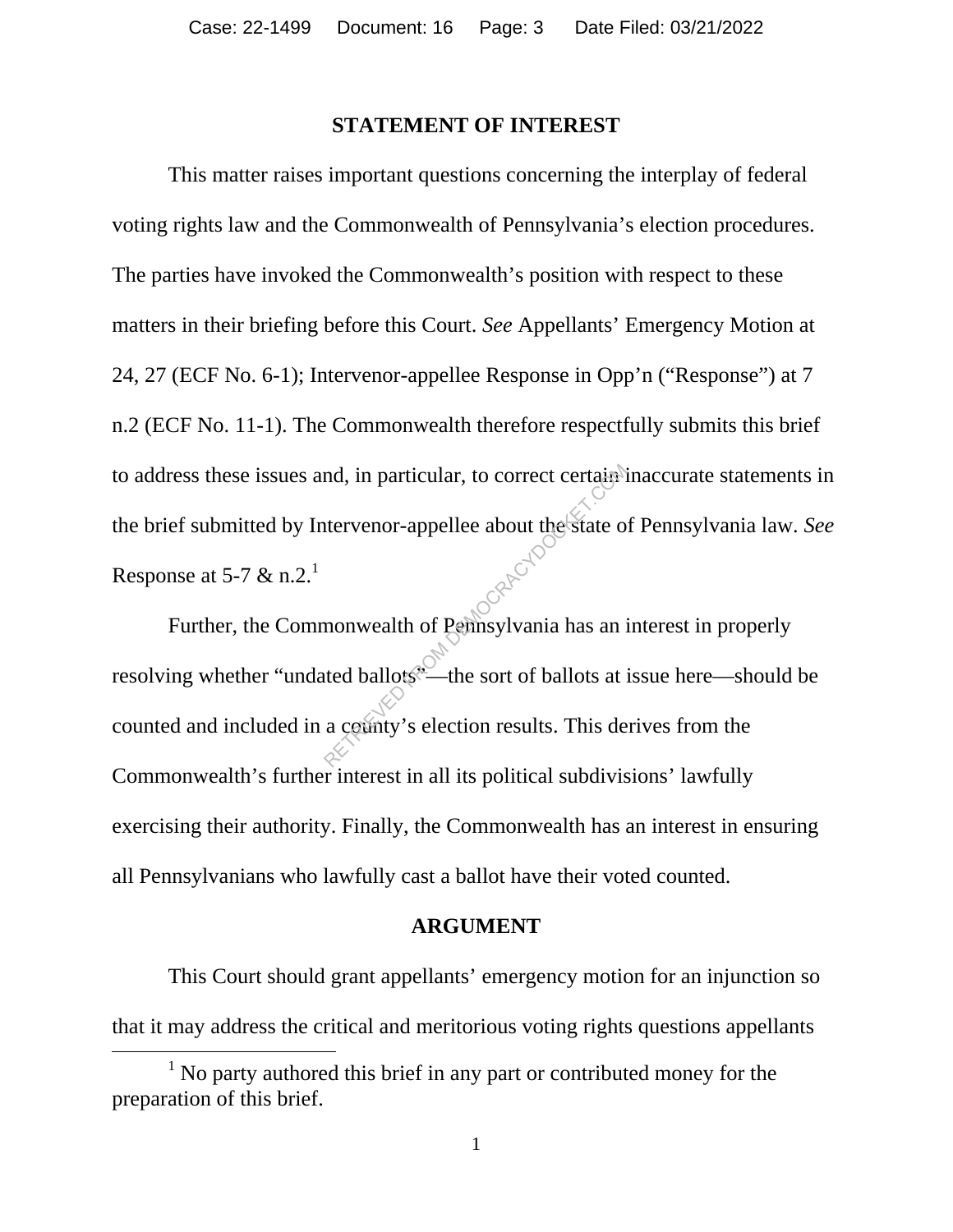## STATEMENT OF INTEREST

This matter raises important questions concerning the interplay of federal voting rights law and the Commonwealth of Pennsylvania's election procedures. The parties have invoked the Commonwealth's position with respect to these matters in their briefing before this Court. *See* Appellants' Emergency Motion at 24, 27 (ECF No. 6-1); Intervenor-appellee Response in Opp'n ("Response") at 7 n.2 (ECF No. 11-1). The Commonwealth therefore respectfully submits this brief to address these issues and, in particular, to correct certain inaccurate statements in the brief submitted by Intervenor-appellee about the state of Pennsylvania law. *See* Response at 5-7 & n.2.[1]

Further, the Commonwealth of Pennsylvania has an interest in properly resolving whether "undated ballots"—the sort of ballots at issue here—should be counted and included in a county's election results. This derives from the Commonwealth's further interest in all its political subdivisions' lawfully exercising their authority. Finally, the Commonwealth has an interest in ensuring all Pennsylvanians who lawfully cast a ballot have their voted counted.

## ARGUMENT

This Court should grant appellants' emergency motion for an injunction so that it may address the critical and meritorious voting rights questions appellants

[1] No party authored this brief in any part or contributed money for the preparation of this brief.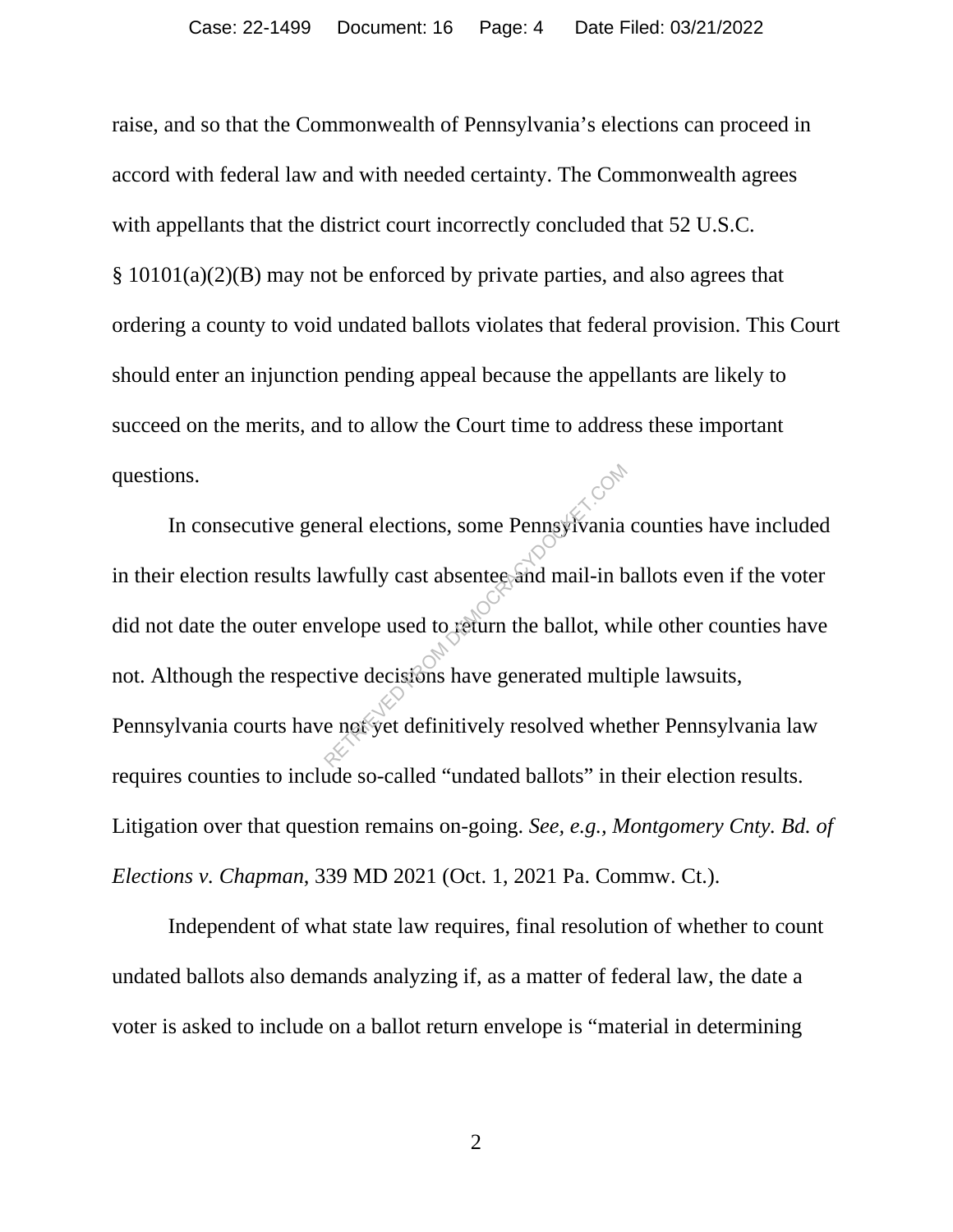raise, and so that the Commonwealth of Pennsylvania's elections can proceed in accord with federal law and with needed certainty. The Commonwealth agrees with appellants that the district court incorrectly concluded that 52 U.S.C. § 10101(a)(2)(B) may not be enforced by private parties, and also agrees that ordering a county to void undated ballots violates that federal provision. This Court should enter an injunction pending appeal because the appellants are likely to succeed on the merits, and to allow the Court time to address these important questions.

In consecutive general elections, some Pennsylvania counties have included in their election results lawfully cast absentee and mail-in ballots even if the voter did not date the outer envelope used to return the ballot, while other counties have not. Although the respective decisions have generated multiple lawsuits, Pennsylvania courts have not yet definitively resolved whether Pennsylvania law requires counties to include so-called "undated ballots" in their election results. Litigation over that question remains on-going. *See, e.g., Montgomery Cnty. Bd. of Elections v. Chapman*, 339 MD 2021 (Oct. 1, 2021 Pa. Commw. Ct.).

Independent of what state law requires, final resolution of whether to count undated ballots also demands analyzing if, as a matter of federal law, the date a voter is asked to include on a ballot return envelope is "material in determining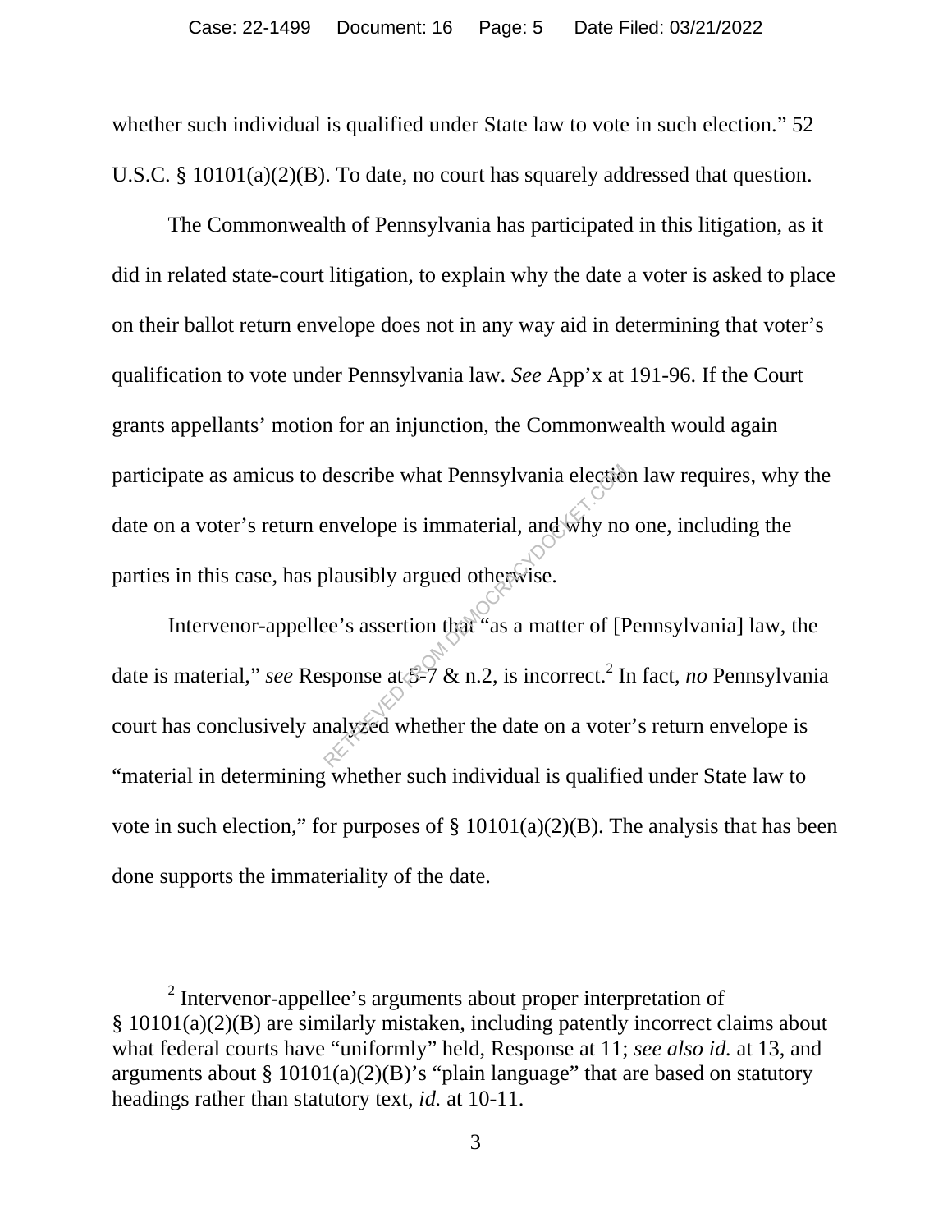whether such individual is qualified under State law to vote in such election." 52 U.S.C. § 10101(a)(2)(B). To date, no court has squarely addressed that question.

The Commonwealth of Pennsylvania has participated in this litigation, as it did in related state-court litigation, to explain why the date a voter is asked to place on their ballot return envelope does not in any way aid in determining that voter's qualification to vote under Pennsylvania law. *See* App'x at 191-96. If the Court grants appellants' motion for an injunction, the Commonwealth would again participate as amicus to describe what Pennsylvania election law requires, why the date on a voter's return envelope is immaterial, and why no one, including the parties in this case, has plausibly argued otherwise.

Intervenor-appellee's assertion that "as a matter of [Pennsylvania] law, the date is material," *see* Response at 5-7 & n.2, is incorrect.[2] In fact, *no* Pennsylvania court has conclusively analyzed whether the date on a voter's return envelope is "material in determining whether such individual is qualified under State law to vote in such election," for purposes of § 10101(a)(2)(B). The analysis that has been done supports the immateriality of the date.

[2] Intervenor-appellee's arguments about proper interpretation of § 10101(a)(2)(B) are similarly mistaken, including patently incorrect claims about what federal courts have "uniformly" held, Response at 11; *see also id.* at 13, and arguments about § 10101(a)(2)(B)'s "plain language" that are based on statutory headings rather than statutory text, *id.* at 10-11.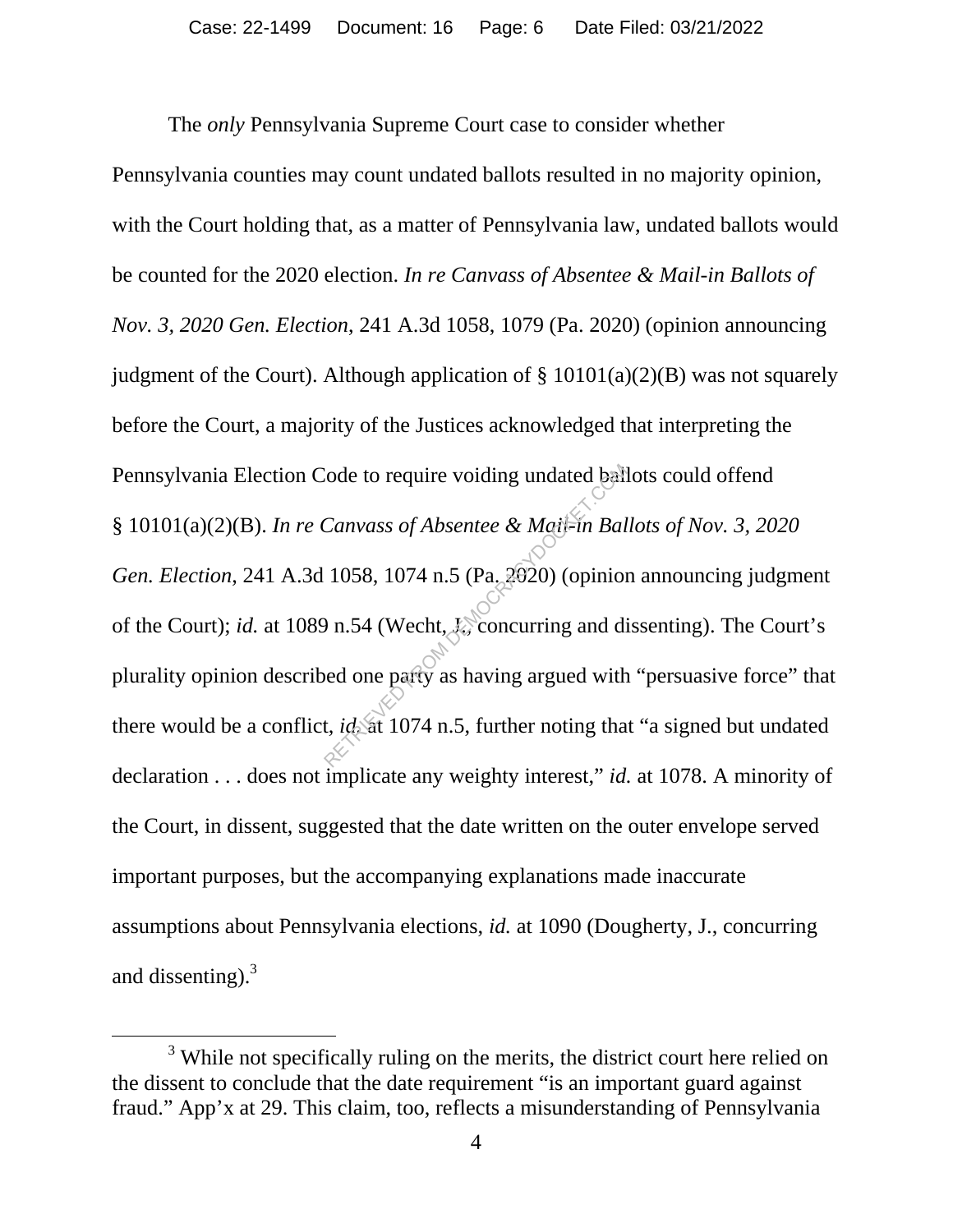The *only* Pennsylvania Supreme Court case to consider whether Pennsylvania counties may count undated ballots resulted in no majority opinion, with the Court holding that, as a matter of Pennsylvania law, undated ballots would be counted for the 2020 election. *In re Canvass of Absentee & Mail-in Ballots of Nov. 3, 2020 Gen. Election*, 241 A.3d 1058, 1079 (Pa. 2020) (opinion announcing judgment of the Court). Although application of § 10101(a)(2)(B) was not squarely before the Court, a majority of the Justices acknowledged that interpreting the Pennsylvania Election Code to require voiding undated ballots could offend § 10101(a)(2)(B). *In re Canvass of Absentee & Mail-in Ballots of Nov. 3, 2020 Gen. Election*, 241 A.3d 1058, 1074 n.5 (Pa. 2020) (opinion announcing judgment of the Court); *id.* at 1089 n.54 (Wecht, J., concurring and dissenting). The Court's plurality opinion described one party as having argued with "persuasive force" that there would be a conflict, *id.* at 1074 n.5, further noting that "a signed but undated declaration . . . does not implicate any weighty interest," *id.* at 1078. A minority of the Court, in dissent, suggested that the date written on the outer envelope served important purposes, but the accompanying explanations made inaccurate assumptions about Pennsylvania elections, *id.* at 1090 (Dougherty, J., concurring and dissenting).[3]

[3] While not specifically ruling on the merits, the district court here relied on the dissent to conclude that the date requirement "is an important guard against fraud." App'x at 29. This claim, too, reflects a misunderstanding of Pennsylvania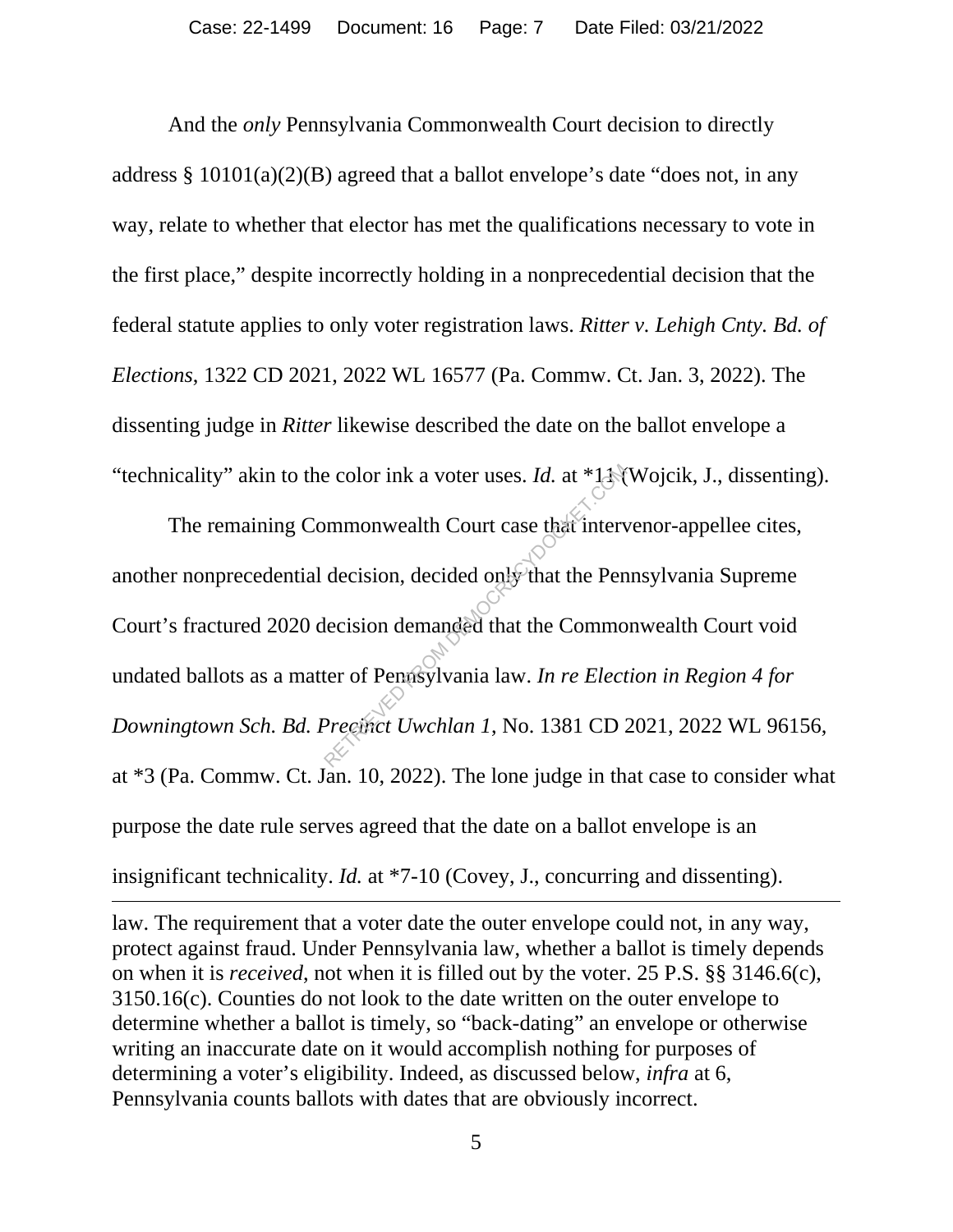And the *only* Pennsylvania Commonwealth Court decision to directly address § 10101(a)(2)(B) agreed that a ballot envelope's date "does not, in any way, relate to whether that elector has met the qualifications necessary to vote in the first place," despite incorrectly holding in a nonprecedential decision that the federal statute applies to only voter registration laws. *Ritter v. Lehigh Cnty. Bd. of Elections*, 1322 CD 2021, 2022 WL 16577 (Pa. Commw. Ct. Jan. 3, 2022). The dissenting judge in *Ritter* likewise described the date on the ballot envelope a "technicality" akin to the color ink a voter uses. *Id.* at *11 (Wojcik, J., dissenting).

The remaining Commonwealth Court case that intervenor-appellee cites, another nonprecedential decision, decided only that the Pennsylvania Supreme Court's fractured 2020 decision demanded that the Commonwealth Court void undated ballots as a matter of Pennsylvania law. *In re Election in Region 4 for Downingtown Sch. Bd. Precinct Uwchlan 1*, No. 1381 CD 2021, 2022 WL 96156, at *3 (Pa. Commw. Ct. Jan. 10, 2022). The lone judge in that case to consider what purpose the date rule serves agreed that the date on a ballot envelope is an insignificant technicality. *Id.* at *7-10 (Covey, J., concurring and dissenting).

---

law. The requirement that a voter date the outer envelope could not, in any way, protect against fraud. Under Pennsylvania law, whether a ballot is timely depends on when it is *received*, not when it is filled out by the voter. 25 P.S. §§ 3146.6(c), 3150.16(c). Counties do not look to the date written on the outer envelope to determine whether a ballot is timely, so "back-dating" an envelope or otherwise writing an inaccurate date on it would accomplish nothing for purposes of determining a voter's eligibility. Indeed, as discussed below, *infra* at 6, Pennsylvania counts ballots with dates that are obviously incorrect.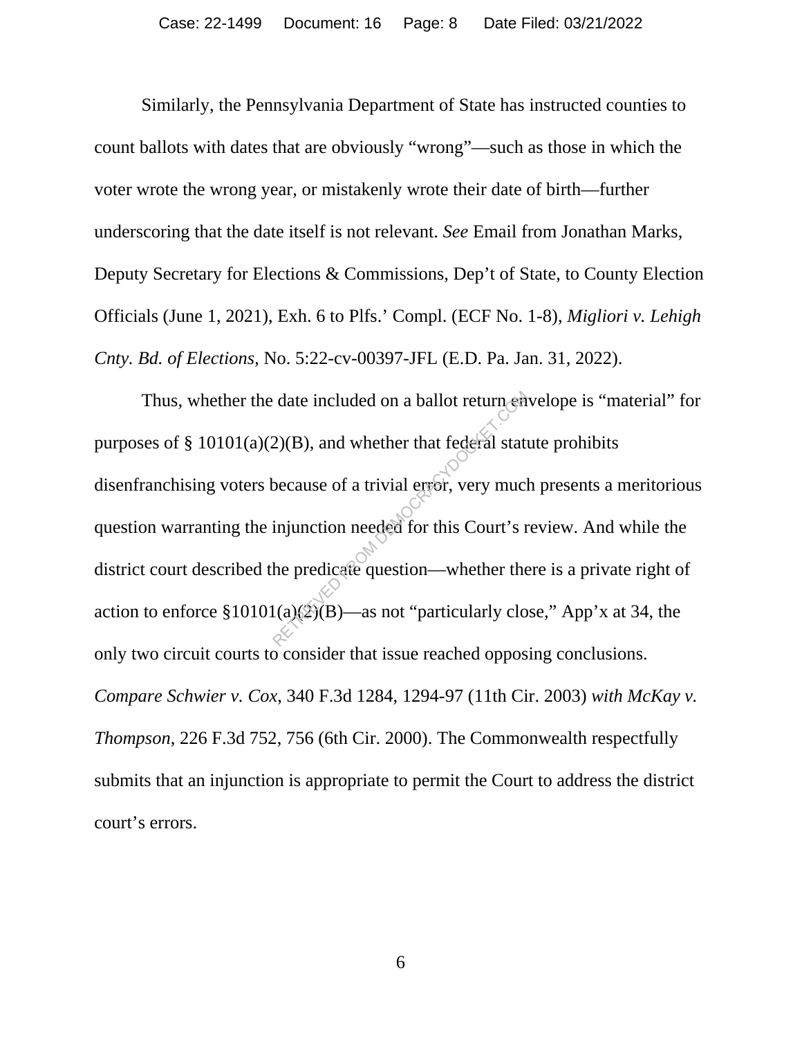Similarly, the Pennsylvania Department of State has instructed counties to count ballots with dates that are obviously "wrong"—such as those in which the voter wrote the wrong year, or mistakenly wrote their date of birth—further underscoring that the date itself is not relevant. *See* Email from Jonathan Marks, Deputy Secretary for Elections & Commissions, Dep't of State, to County Election Officials (June 1, 2021), Exh. 6 to Plfs.' Compl. (ECF No. 1-8), *Migliori v. Lehigh Cnty. Bd. of Elections*, No. 5:22-cv-00397-JFL (E.D. Pa. Jan. 31, 2022).

Thus, whether the date included on a ballot return envelope is "material" for purposes of § 10101(a)(2)(B), and whether that federal statute prohibits disenfranchising voters because of a trivial error, very much presents a meritorious question warranting the injunction needed for this Court's review. And while the district court described the predicate question—whether there is a private right of action to enforce §10101(a)(2)(B)—as not "particularly close," App'x at 34, the only two circuit courts to consider that issue reached opposing conclusions. *Compare Schwier v. Cox*, 340 F.3d 1284, 1294-97 (11th Cir. 2003) *with McKay v. Thompson*, 226 F.3d 752, 756 (6th Cir. 2000). The Commonwealth respectfully submits that an injunction is appropriate to permit the Court to address the district court's errors.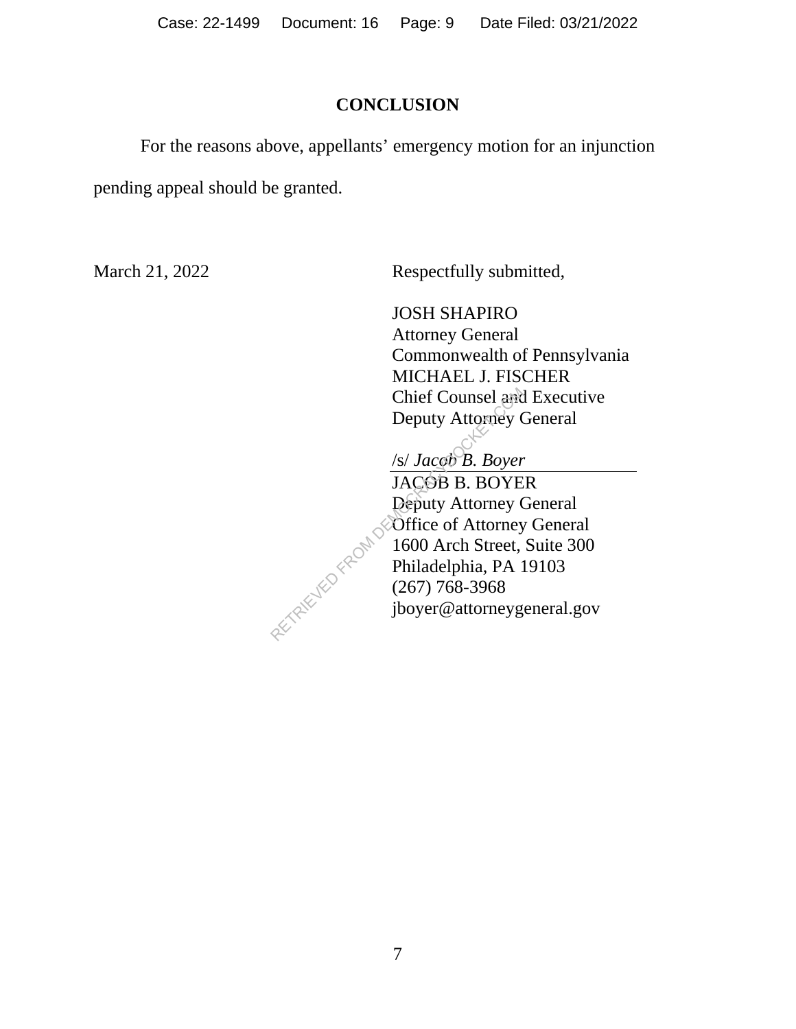## CONCLUSION

For the reasons above, appellants' emergency motion for an injunction pending appeal should be granted.

March 21, 2022

Respectfully submitted,

JOSH SHAPIRO
Attorney General
Commonwealth of Pennsylvania
MICHAEL J. FISCHER
Chief Counsel and Executive
Deputy Attorney General

/s/ *Jacob B. Boyer*
JACOB B. BOYER
Deputy Attorney General
Office of Attorney General
1600 Arch Street, Suite 300
Philadelphia, PA 19103
(267) 768-3968
jboyer@attorneygeneral.gov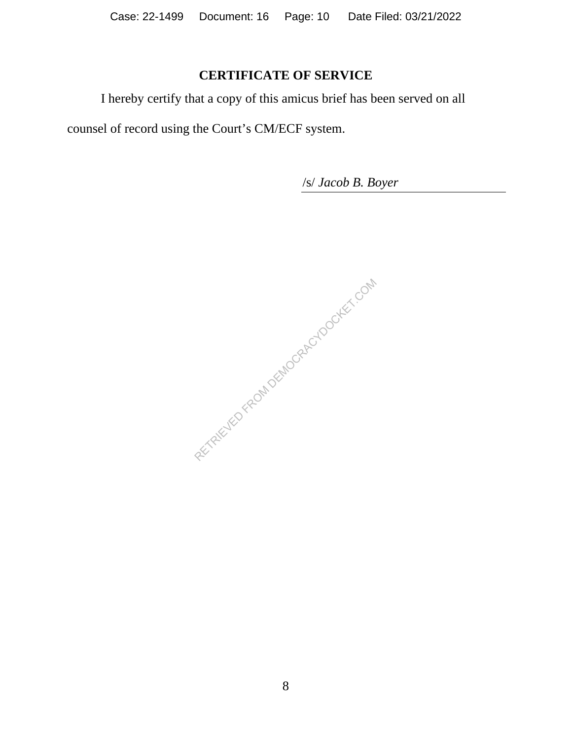## CERTIFICATE OF SERVICE

I hereby certify that a copy of this amicus brief has been served on all counsel of record using the Court's CM/ECF system.

/s/ *Jacob B. Boyer*